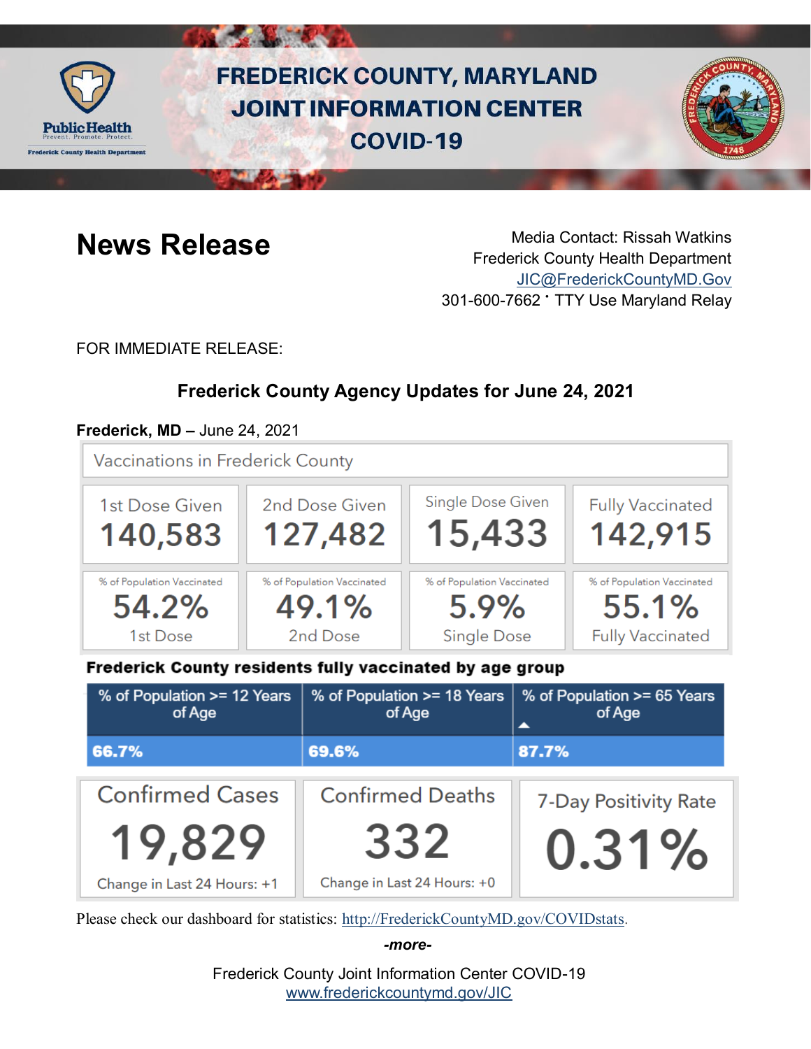# FREDERICK COUNTY, MARYLAND JOINT INFORMATION CENTER COVID-19

Public Health
Prevent. Promote. Protect.
Frederick County Health Department

## News Release

Media Contact: Rissah Watkins
Frederick County Health Department
JIC@FrederickCountyMD.Gov
301-600-7662 · TTY Use Maryland Relay

FOR IMMEDIATE RELEASE:

### Frederick County Agency Updates for June 24, 2021

**Frederick, MD –** June 24, 2021

**Vaccinations in Frederick County**

| 1st Dose Given | 2nd Dose Given | Single Dose Given | Fully Vaccinated |
|---|---|---|---|
| 140,583 | 127,482 | 15,433 | 142,915 |
| % of Population Vaccinated 54.2% 1st Dose | % of Population Vaccinated 49.1% 2nd Dose | % of Population Vaccinated 5.9% Single Dose | % of Population Vaccinated 55.1% Fully Vaccinated |

**Frederick County residents fully vaccinated by age group**

| % of Population >= 12 Years of Age | % of Population >= 18 Years of Age | % of Population >= 65 Years of Age |
|---|---|---|
| 66.7% | 69.6% | 87.7% |

| Confirmed Cases | Confirmed Deaths | 7-Day Positivity Rate |
|---|---|---|
| 19,829 | 332 | 0.31% |
| Change in Last 24 Hours: +1 | Change in Last 24 Hours: +0 | |

Please check our dashboard for statistics: http://FrederickCountyMD.gov/COVIDstats.

*-more-*

Frederick County Joint Information Center COVID-19
www.frederickcountymd.gov/JIC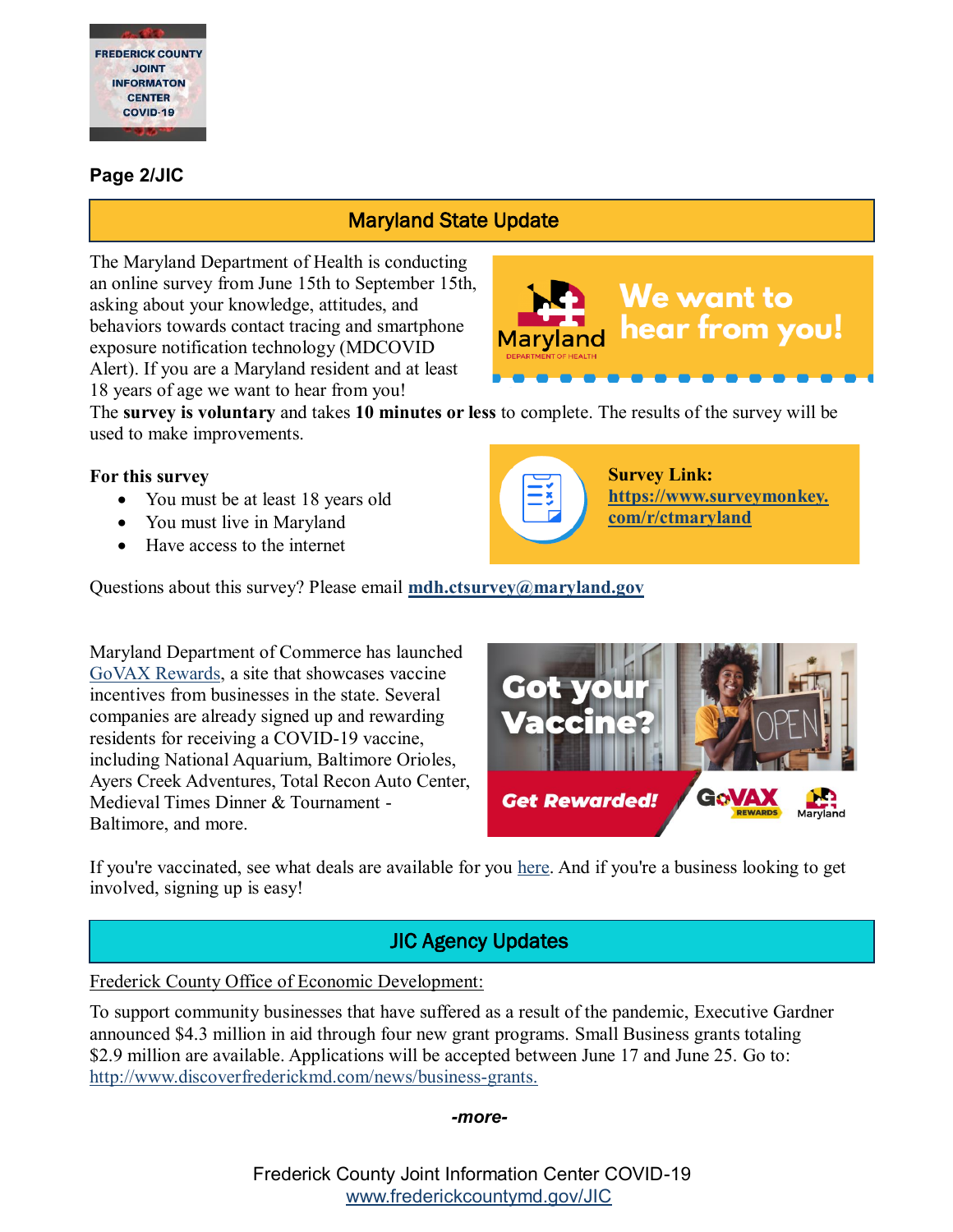**Page 2/JIC**

## Maryland State Update

The Maryland Department of Health is conducting an online survey from June 15th to September 15th, asking about your knowledge, attitudes, and behaviors towards contact tracing and smartphone exposure notification technology (MDCOVID Alert). If you are a Maryland resident and at least 18 years of age we want to hear from you!

The **survey is voluntary** and takes **10 minutes or less** to complete. The results of the survey will be used to make improvements.

**For this survey**

- You must be at least 18 years old
- You must live in Maryland
- Have access to the internet

**Survey Link:** **https://www.surveymonkey.com/r/ctmaryland**

Questions about this survey? Please email **mdh.ctsurvey@maryland.gov**

Maryland Department of Commerce has launched GoVAX Rewards, a site that showcases vaccine incentives from businesses in the state. Several companies are already signed up and rewarding residents for receiving a COVID-19 vaccine, including National Aquarium, Baltimore Orioles, Ayers Creek Adventures, Total Recon Auto Center, Medieval Times Dinner & Tournament - Baltimore, and more.

If you're vaccinated, see what deals are available for you here. And if you're a business looking to get involved, signing up is easy!

## JIC Agency Updates

Frederick County Office of Economic Development:

To support community businesses that have suffered as a result of the pandemic, Executive Gardner announced $4.3 million in aid through four new grant programs. Small Business grants totaling $2.9 million are available. Applications will be accepted between June 17 and June 25. Go to: http://www.discoverfrederickmd.com/news/business-grants.

*-more-*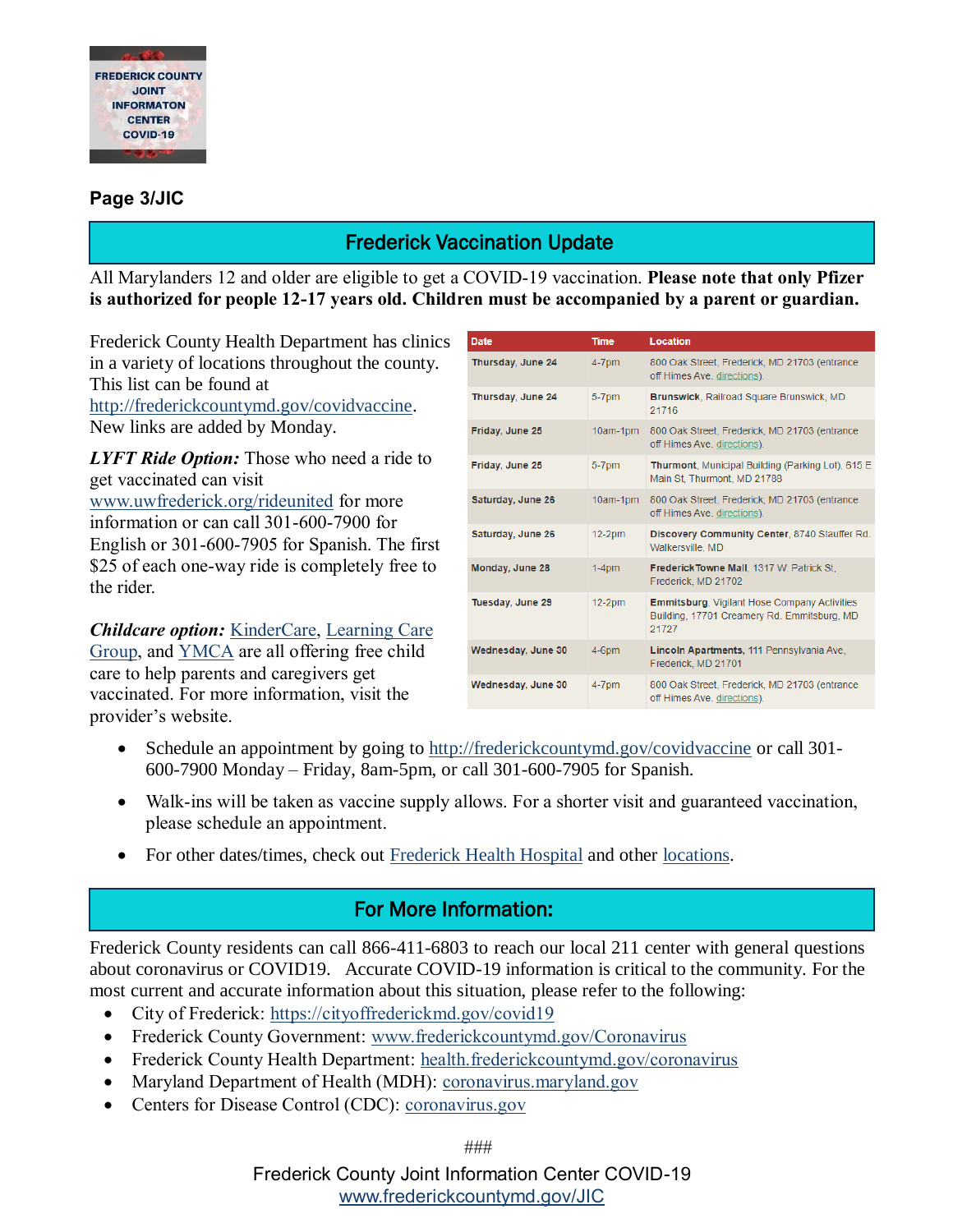Page 3/JIC

## Frederick Vaccination Update

All Marylanders 12 and older are eligible to get a COVID-19 vaccination. **Please note that only Pfizer is authorized for people 12-17 years old. Children must be accompanied by a parent or guardian.**

Frederick County Health Department has clinics in a variety of locations throughout the county. This list can be found at http://frederickcountymd.gov/covidvaccine. New links are added by Monday.

***LYFT Ride Option:*** Those who need a ride to get vaccinated can visit www.uwfrederick.org/rideunited for more information or can call 301-600-7900 for English or 301-600-7905 for Spanish. The first $25 of each one-way ride is completely free to the rider.

***Childcare option:*** KinderCare, Learning Care Group, and YMCA are all offering free child care to help parents and caregivers get vaccinated. For more information, visit the provider's website.

| Date | Time | Location |
|---|---|---|
| Thursday, June 24 | 4-7pm | 800 Oak Street, Frederick, MD 21703 (entrance off Himes Ave. directions). |
| Thursday, June 24 | 5-7pm | **Brunswick**, Railroad Square Brunswick, MD 21716 |
| Friday, June 25 | 10am-1pm | 800 Oak Street, Frederick, MD 21703 (entrance off Himes Ave. directions). |
| Friday, June 25 | 5-7pm | **Thurmont**, Municipal Building (Parking Lot), 615 E Main St, Thurmont, MD 21788 |
| Saturday, June 26 | 10am-1pm | 800 Oak Street, Frederick, MD 21703 (entrance off Himes Ave. directions). |
| Saturday, June 26 | 12-2pm | **Discovery Community Center**, 8740 Stauffer Rd. Walkersville, MD |
| Monday, June 28 | 1-4pm | **FrederickTowne Mall**, 1317 W. Patrick St, Frederick, MD 21702 |
| Tuesday, June 29 | 12-2pm | **Emmitsburg**, Vigilant Hose Company Activities Building, 17701 Creamery Rd. Emmitsburg, MD 21727 |
| Wednesday, June 30 | 4-6pm | **Lincoln Apartments,** 111 Pennsylvania Ave, Frederick, MD 21701 |
| Wednesday, June 30 | 4-7pm | 800 Oak Street, Frederick, MD 21703 (entrance off Himes Ave. directions). |

- Schedule an appointment by going to http://frederickcountymd.gov/covidvaccine or call 301-600-7900 Monday – Friday, 8am-5pm, or call 301-600-7905 for Spanish.
- Walk-ins will be taken as vaccine supply allows. For a shorter visit and guaranteed vaccination, please schedule an appointment.
- For other dates/times, check out Frederick Health Hospital and other locations.

## For More Information:

Frederick County residents can call 866-411-6803 to reach our local 211 center with general questions about coronavirus or COVID19. Accurate COVID-19 information is critical to the community. For the most current and accurate information about this situation, please refer to the following:

- City of Frederick: https://cityoffrederickmd.gov/covid19
- Frederick County Government: www.frederickcountymd.gov/Coronavirus
- Frederick County Health Department: health.frederickcountymd.gov/coronavirus
- Maryland Department of Health (MDH): coronavirus.maryland.gov
- Centers for Disease Control (CDC): coronavirus.gov

###

Frederick County Joint Information Center COVID-19
www.frederickcountymd.gov/JIC